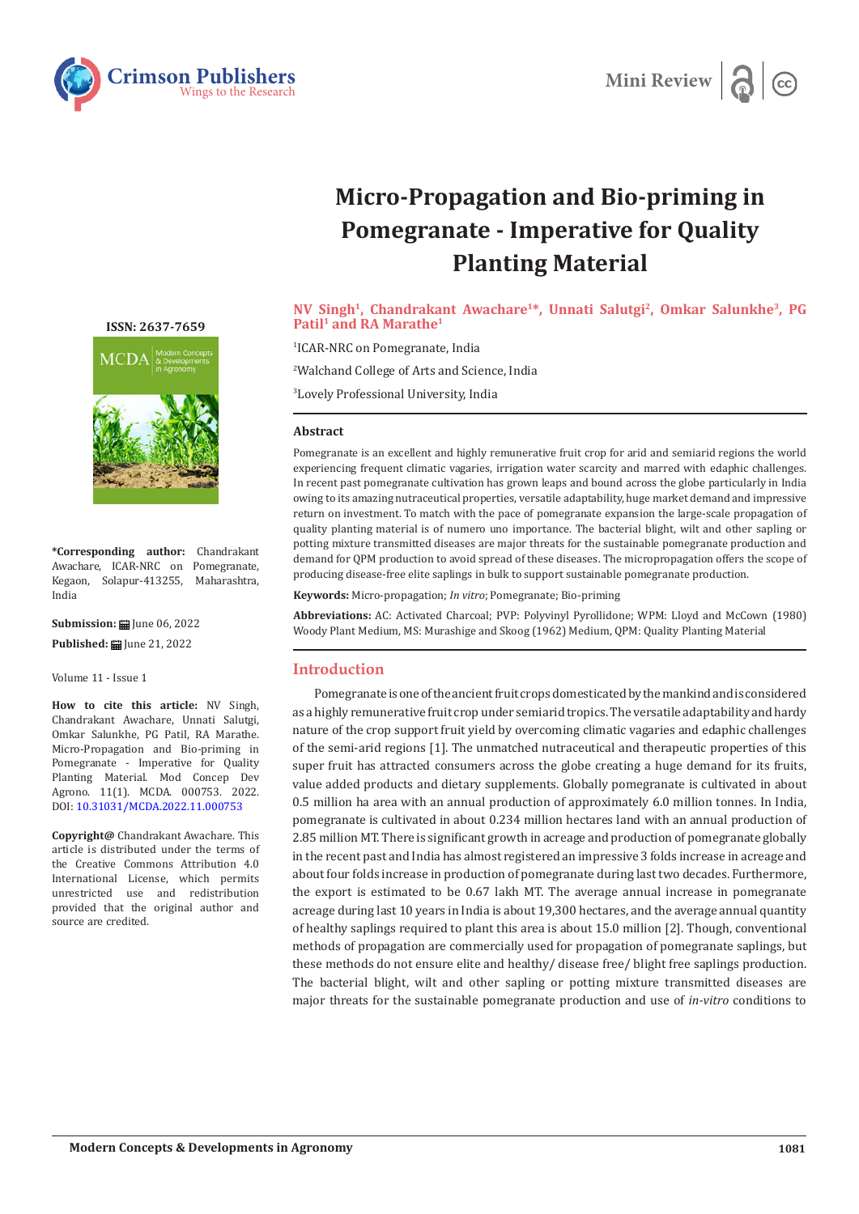Mini Review

# Micro-Propagation and Bio-priming in Pomegranate - Imperative for Quality Planting Material

**NV Singh[1], Chandrakant Awachare[1]*, Unnati Salutgi[2], Omkar Salunkhe[3], PG Patil[1] and RA Marathe[1]**

[1]ICAR-NRC on Pomegranate, India

[2]Walchand College of Arts and Science, India

[3]Lovely Professional University, India

ISSN: 2637-7659

**\*Corresponding author:** Chandrakant Awachare, ICAR-NRC on Pomegranate, Kegaon, Solapur-413255, Maharashtra, India

**Submission:** June 06, 2022

**Published:** June 21, 2022

Volume 11 - Issue 1

**How to cite this article:** NV Singh, Chandrakant Awachare, Unnati Salutgi, Omkar Salunkhe, PG Patil, RA Marathe. Micro-Propagation and Bio-priming in Pomegranate - Imperative for Quality Planting Material. Mod Concep Dev Agrono. 11(1). MCDA. 000753. 2022. DOI: 10.31031/MCDA.2022.11.000753

**Copyright@** Chandrakant Awachare. This article is distributed under the terms of the Creative Commons Attribution 4.0 International License, which permits unrestricted use and redistribution provided that the original author and source are credited.

## Abstract

Pomegranate is an excellent and highly remunerative fruit crop for arid and semiarid regions the world experiencing frequent climatic vagaries, irrigation water scarcity and marred with edaphic challenges. In recent past pomegranate cultivation has grown leaps and bound across the globe particularly in India owing to its amazing nutraceutical properties, versatile adaptability, huge market demand and impressive return on investment. To match with the pace of pomegranate expansion the large-scale propagation of quality planting material is of numero uno importance. The bacterial blight, wilt and other sapling or potting mixture transmitted diseases are major threats for the sustainable pomegranate production and demand for QPM production to avoid spread of these diseases. The micropropagation offers the scope of producing disease-free elite saplings in bulk to support sustainable pomegranate production.

**Keywords:** Micro-propagation; *In vitro*; Pomegranate; Bio-priming

**Abbreviations:** AC: Activated Charcoal; PVP: Polyvinyl Pyrollidone; WPM: Lloyd and McCown (1980) Woody Plant Medium, MS: Murashige and Skoog (1962) Medium, QPM: Quality Planting Material

## Introduction

Pomegranate is one of the ancient fruit crops domesticated by the mankind and is considered as a highly remunerative fruit crop under semiarid tropics. The versatile adaptability and hardy nature of the crop support fruit yield by overcoming climatic vagaries and edaphic challenges of the semi-arid regions [1]. The unmatched nutraceutical and therapeutic properties of this super fruit has attracted consumers across the globe creating a huge demand for its fruits, value added products and dietary supplements. Globally pomegranate is cultivated in about 0.5 million ha area with an annual production of approximately 6.0 million tonnes. In India, pomegranate is cultivated in about 0.234 million hectares land with an annual production of 2.85 million MT. There is significant growth in acreage and production of pomegranate globally in the recent past and India has almost registered an impressive 3 folds increase in acreage and about four folds increase in production of pomegranate during last two decades. Furthermore, the export is estimated to be 0.67 lakh MT. The average annual increase in pomegranate acreage during last 10 years in India is about 19,300 hectares, and the average annual quantity of healthy saplings required to plant this area is about 15.0 million [2]. Though, conventional methods of propagation are commercially used for propagation of pomegranate saplings, but these methods do not ensure elite and healthy/ disease free/ blight free saplings production. The bacterial blight, wilt and other sapling or potting mixture transmitted diseases are major threats for the sustainable pomegranate production and use of *in-vitro* conditions to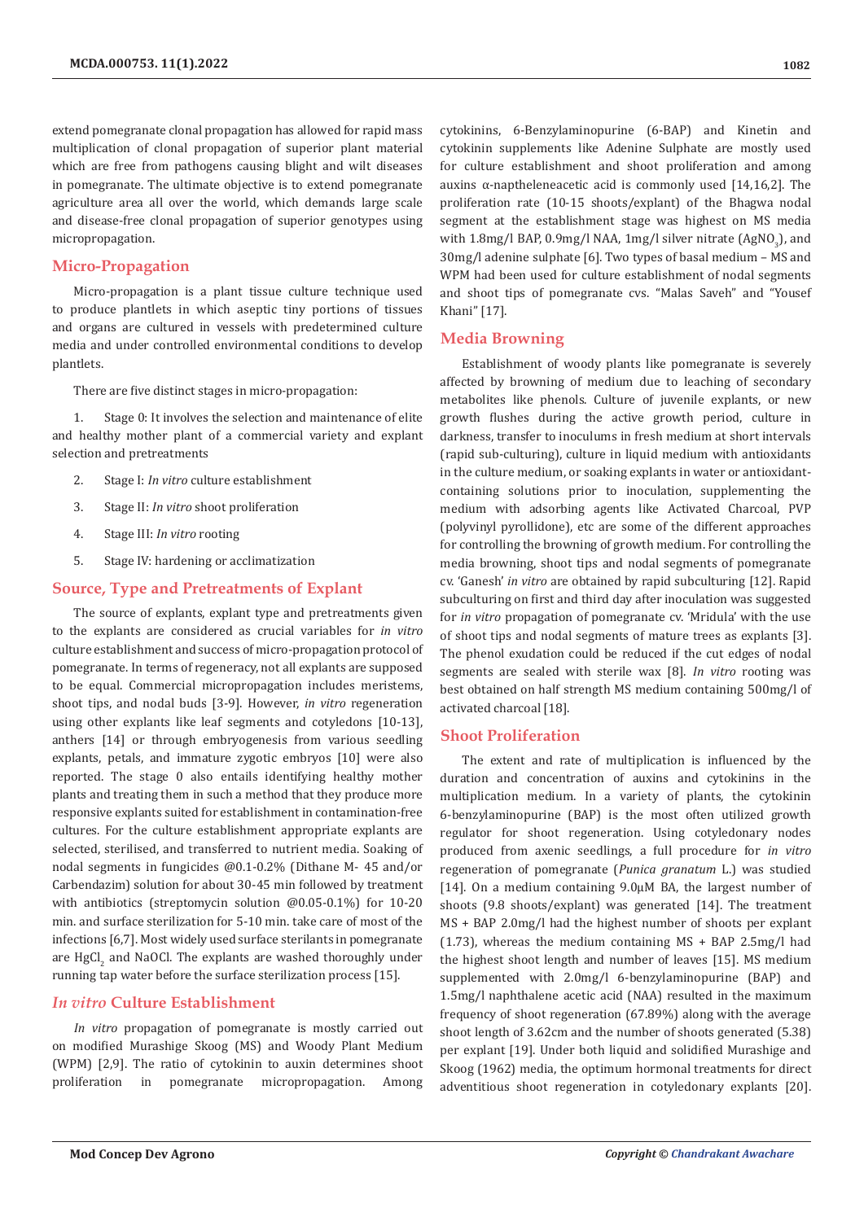extend pomegranate clonal propagation has allowed for rapid mass multiplication of clonal propagation of superior plant material which are free from pathogens causing blight and wilt diseases in pomegranate. The ultimate objective is to extend pomegranate agriculture area all over the world, which demands large scale and disease-free clonal propagation of superior genotypes using micropropagation.

## Micro-Propagation

Micro-propagation is a plant tissue culture technique used to produce plantlets in which aseptic tiny portions of tissues and organs are cultured in vessels with predetermined culture media and under controlled environmental conditions to develop plantlets.

There are five distinct stages in micro-propagation:

1. Stage 0: It involves the selection and maintenance of elite and healthy mother plant of a commercial variety and explant selection and pretreatments
2. Stage I: *In vitro* culture establishment
3. Stage II: *In vitro* shoot proliferation
4. Stage III: *In vitro* rooting
5. Stage IV: hardening or acclimatization

## Source, Type and Pretreatments of Explant

The source of explants, explant type and pretreatments given to the explants are considered as crucial variables for *in vitro* culture establishment and success of micro-propagation protocol of pomegranate. In terms of regeneracy, not all explants are supposed to be equal. Commercial micropropagation includes meristems, shoot tips, and nodal buds [3-9]. However, *in vitro* regeneration using other explants like leaf segments and cotyledons [10-13], anthers [14] or through embryogenesis from various seedling explants, petals, and immature zygotic embryos [10] were also reported. The stage 0 also entails identifying healthy mother plants and treating them in such a method that they produce more responsive explants suited for establishment in contamination-free cultures. For the culture establishment appropriate explants are selected, sterilised, and transferred to nutrient media. Soaking of nodal segments in fungicides @0.1-0.2% (Dithane M- 45 and/or Carbendazim) solution for about 30-45 min followed by treatment with antibiotics (streptomycin solution @0.05-0.1%) for 10-20 min. and surface sterilization for 5-10 min. take care of most of the infections [6,7]. Most widely used surface sterilants in pomegranate are $HgCl_2$ and NaOCl. The explants are washed thoroughly under running tap water before the surface sterilization process [15].

## *In vitro* Culture Establishment

*In vitro* propagation of pomegranate is mostly carried out on modified Murashige Skoog (MS) and Woody Plant Medium (WPM) [2,9]. The ratio of cytokinin to auxin determines shoot proliferation in pomegranate micropropagation. Among cytokinins, 6-Benzylaminopurine (6-BAP) and Kinetin and cytokinin supplements like Adenine Sulphate are mostly used for culture establishment and shoot proliferation and among auxins α-naptheleneacetic acid is commonly used [14,16,2]. The proliferation rate (10-15 shoots/explant) of the Bhagwa nodal segment at the establishment stage was highest on MS media with 1.8mg/l BAP, 0.9mg/l NAA, 1mg/l silver nitrate ($AgNO_3$), and 30mg/l adenine sulphate [6]. Two types of basal medium – MS and WPM had been used for culture establishment of nodal segments and shoot tips of pomegranate cvs. "Malas Saveh" and "Yousef Khani" [17].

## Media Browning

Establishment of woody plants like pomegranate is severely affected by browning of medium due to leaching of secondary metabolites like phenols. Culture of juvenile explants, or new growth flushes during the active growth period, culture in darkness, transfer to inoculums in fresh medium at short intervals (rapid sub-culturing), culture in liquid medium with antioxidants in the culture medium, or soaking explants in water or antioxidant-containing solutions prior to inoculation, supplementing the medium with adsorbing agents like Activated Charcoal, PVP (polyvinyl pyrollidone), etc are some of the different approaches for controlling the browning of growth medium. For controlling the media browning, shoot tips and nodal segments of pomegranate cv. 'Ganesh' *in vitro* are obtained by rapid subculturing [12]. Rapid subculturing on first and third day after inoculation was suggested for *in vitro* propagation of pomegranate cv. 'Mridula' with the use of shoot tips and nodal segments of mature trees as explants [3]. The phenol exudation could be reduced if the cut edges of nodal segments are sealed with sterile wax [8]. *In vitro* rooting was best obtained on half strength MS medium containing 500mg/l of activated charcoal [18].

## Shoot Proliferation

The extent and rate of multiplication is influenced by the duration and concentration of auxins and cytokinins in the multiplication medium. In a variety of plants, the cytokinin 6-benzylaminopurine (BAP) is the most often utilized growth regulator for shoot regeneration. Using cotyledonary nodes produced from axenic seedlings, a full procedure for *in vitro* regeneration of pomegranate (*Punica granatum* L.) was studied [14]. On a medium containing 9.0μM BA, the largest number of shoots (9.8 shoots/explant) was generated [14]. The treatment MS + BAP 2.0mg/l had the highest number of shoots per explant (1.73), whereas the medium containing MS + BAP 2.5mg/l had the highest shoot length and number of leaves [15]. MS medium supplemented with 2.0mg/l 6-benzylaminopurine (BAP) and 1.5mg/l naphthalene acetic acid (NAA) resulted in the maximum frequency of shoot regeneration (67.89%) along with the average shoot length of 3.62cm and the number of shoots generated (5.38) per explant [19]. Under both liquid and solidified Murashige and Skoog (1962) media, the optimum hormonal treatments for direct adventitious shoot regeneration in cotyledonary explants [20].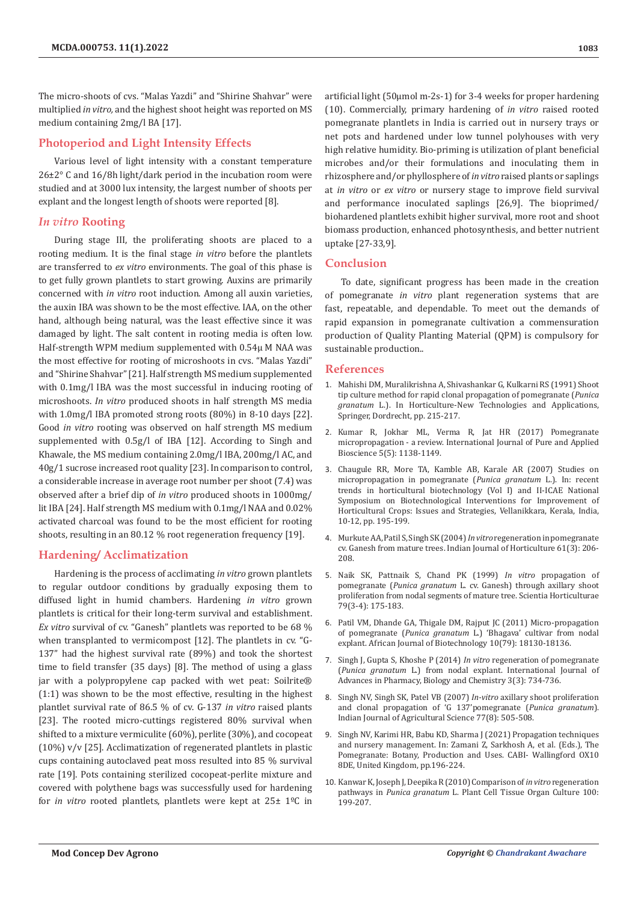The micro-shoots of cvs. "Malas Yazdi" and "Shirine Shahvar" were multiplied *in vitro*, and the highest shoot height was reported on MS medium containing 2mg/l BA [17].

## Photoperiod and Light Intensity Effects

Various level of light intensity with a constant temperature 26±2° C and 16/8h light/dark period in the incubation room were studied and at 3000 lux intensity, the largest number of shoots per explant and the longest length of shoots were reported [8].

## *In vitro* Rooting

During stage III, the proliferating shoots are placed to a rooting medium. It is the final stage *in vitro* before the plantlets are transferred to *ex vitro* environments. The goal of this phase is to get fully grown plantlets to start growing. Auxins are primarily concerned with *in vitro* root induction. Among all auxin varieties, the auxin IBA was shown to be the most effective. IAA, on the other hand, although being natural, was the least effective since it was damaged by light. The salt content in rooting media is often low. Half-strength WPM medium supplemented with 0.54μ M NAA was the most effective for rooting of microshoots in cvs. "Malas Yazdi" and "Shirine Shahvar" [21]. Half strength MS medium supplemented with 0.1mg/l IBA was the most successful in inducing rooting of microshoots. *In vitro* produced shoots in half strength MS media with 1.0mg/l IBA promoted strong roots (80%) in 8-10 days [22]. Good *in vitro* rooting was observed on half strength MS medium supplemented with 0.5g/l of IBA [12]. According to Singh and Khawale, the MS medium containing 2.0mg/l IBA, 200mg/l AC, and 40g/1 sucrose increased root quality [23]. In comparison to control, a considerable increase in average root number per shoot (7.4) was observed after a brief dip of *in vitro* produced shoots in 1000mg/lit IBA [24]. Half strength MS medium with 0.1mg/l NAA and 0.02% activated charcoal was found to be the most efficient for rooting shoots, resulting in an 80.12 % root regeneration frequency [19].

## Hardening/ Acclimatization

Hardening is the process of acclimating *in vitro* grown plantlets to regular outdoor conditions by gradually exposing them to diffused light in humid chambers. Hardening *in vitro* grown plantlets is critical for their long-term survival and establishment. *Ex vitro* survival of cv. "Ganesh" plantlets was reported to be 68 % when transplanted to vermicompost [12]. The plantlets in cv. "G-137" had the highest survival rate (89%) and took the shortest time to field transfer (35 days) [8]. The method of using a glass jar with a polypropylene cap packed with wet peat: Soilrite® (1:1) was shown to be the most effective, resulting in the highest plantlet survival rate of 86.5 % of cv. G-137 *in vitro* raised plants [23]. The rooted micro-cuttings registered 80% survival when shifted to a mixture vermiculite (60%), perlite (30%), and cocopeat (10%) v/v [25]. Acclimatization of regenerated plantlets in plastic cups containing autoclaved peat moss resulted into 85 % survival rate [19]. Pots containing sterilized cocopeat-perlite mixture and covered with polythene bags was successfully used for hardening for *in vitro* rooted plantlets, plantlets were kept at 25± 1ºC in artificial light (50μmol m-2s-1) for 3-4 weeks for proper hardening (10). Commercially, primary hardening of *in vitro* raised rooted pomegranate plantlets in India is carried out in nursery trays or net pots and hardened under low tunnel polyhouses with very high relative humidity. Bio-priming is utilization of plant beneficial microbes and/or their formulations and inoculating them in rhizosphere and/or phyllosphere of *in vitro* raised plants or saplings at *in vitro* or *ex vitro* or nursery stage to improve field survival and performance inoculated saplings [26,9]. The bioprimed/biohardened plantlets exhibit higher survival, more root and shoot biomass production, enhanced photosynthesis, and better nutrient uptake [27-33,9].

## Conclusion

To date, significant progress has been made in the creation of pomegranate *in vitro* plant regeneration systems that are fast, repeatable, and dependable. To meet out the demands of rapid expansion in pomegranate cultivation a commensuration production of Quality Planting Material (QPM) is compulsory for sustainable production..

## References

1. Mahishi DM, Muralikrishna A, Shivashankar G, Kulkarni RS (1991) Shoot tip culture method for rapid clonal propagation of pomegranate (*Punica granatum* L.). In Horticulture-New Technologies and Applications, Springer, Dordrecht, pp. 215-217.
2. Kumar R, Jokhar ML, Verma R, Jat HR (2017) Pomegranate micropropagation - a review. International Journal of Pure and Applied Bioscience 5(5): 1138-1149.
3. Chaugule RR, More TA, Kamble AB, Karale AR (2007) Studies on micropropagation in pomegranate (*Punica granatum* L.). In: recent trends in horticultural biotechnology (Vol I) and II-ICAE National Symposium on Biotechnological Interventions for Improvement of Horticultural Crops: Issues and Strategies, Vellanikkara, Kerala, India, 10-12, pp. 195-199.
4. Murkute AA, Patil S, Singh SK (2004) *In vitro* regeneration in pomegranate cv. Ganesh from mature trees. Indian Journal of Horticulture 61(3): 206-208.
5. Naik SK, Pattnaik S, Chand PK (1999) *In vitro* propagation of pomegranate (*Punica granatum* L. cv. Ganesh) through axillary shoot proliferation from nodal segments of mature tree. Scientia Horticulturae 79(3-4): 175-183.
6. Patil VM, Dhande GA, Thigale DM, Rajput JC (2011) Micro-propagation of pomegranate (*Punica granatum* L.) 'Bhagava' cultivar from nodal explant. African Journal of Biotechnology 10(79): 18130-18136.
7. Singh J, Gupta S, Khoshe P (2014) *In vitro* regeneration of pomegranate (*Punica granatum* L.) from nodal explant. International Journal of Advances in Pharmacy, Biology and Chemistry 3(3): 734-736.
8. Singh NV, Singh SK, Patel VB (2007) *In-vitro* axillary shoot proliferation and clonal propagation of 'G 137'pomegranate (*Punica granatum*). Indian Journal of Agricultural Science 77(8): 505-508.
9. Singh NV, Karimi HR, Babu KD, Sharma J (2021) Propagation techniques and nursery management. In: Zamani Z, Sarkhosh A, et al. (Eds.), The Pomegranate: Botany, Production and Uses. CABI- Wallingford OX10 8DE, United Kingdom, pp.196-224.
10. Kanwar K, Joseph J, Deepika R (2010) Comparison of *in vitro* regeneration pathways in *Punica granatum* L. Plant Cell Tissue Organ Culture 100: 199-207.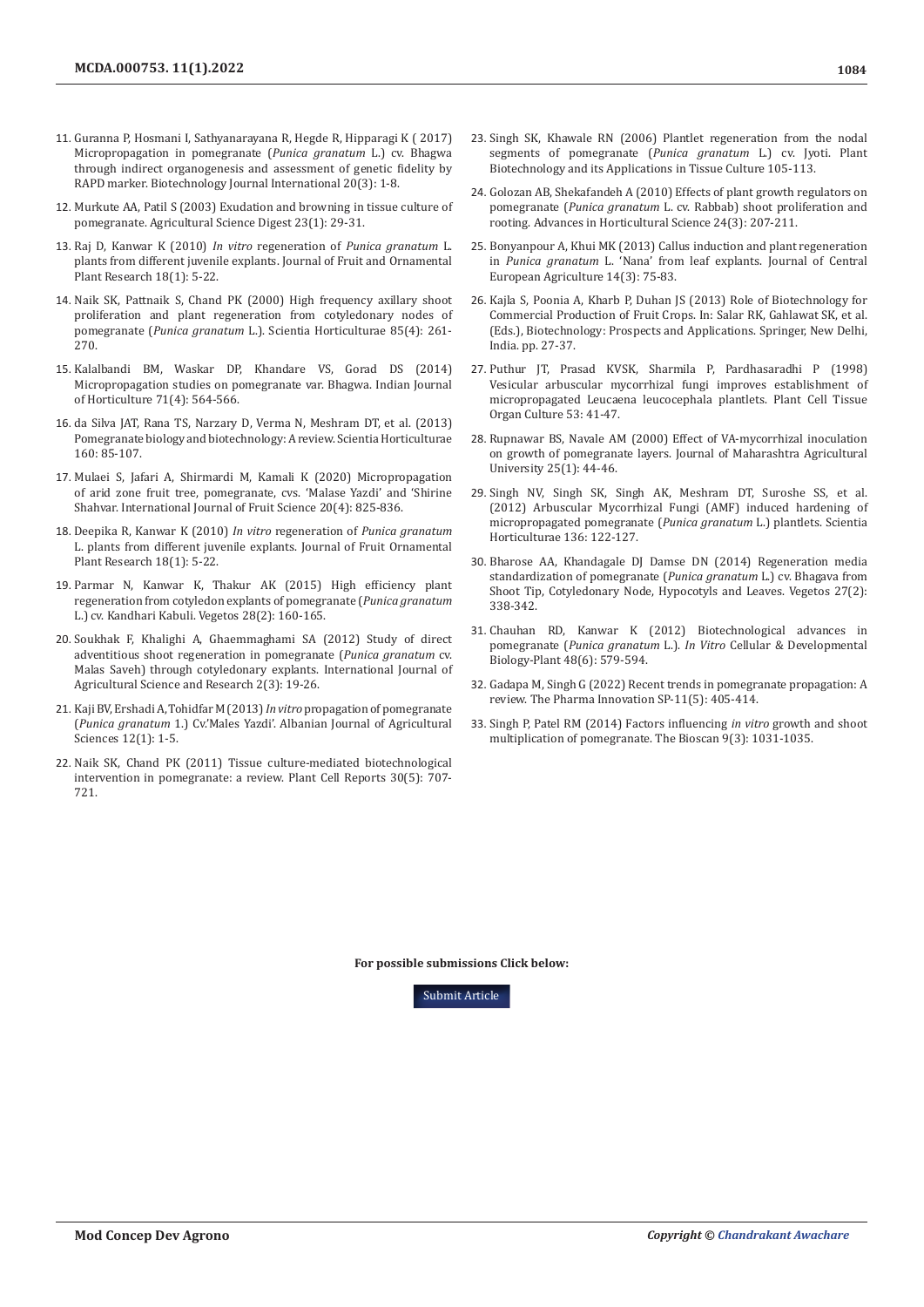11. Guranna P, Hosmani I, Sathyanarayana R, Hegde R, Hipparagi K ( 2017) Micropropagation in pomegranate (*Punica granatum* L.) cv. Bhagwa through indirect organogenesis and assessment of genetic fidelity by RAPD marker. Biotechnology Journal International 20(3): 1-8.
12. Murkute AA, Patil S (2003) Exudation and browning in tissue culture of pomegranate. Agricultural Science Digest 23(1): 29-31.
13. Raj D, Kanwar K (2010) *In vitro* regeneration of *Punica granatum* L. plants from different juvenile explants. Journal of Fruit and Ornamental Plant Research 18(1): 5-22.
14. Naik SK, Pattnaik S, Chand PK (2000) High frequency axillary shoot proliferation and plant regeneration from cotyledonary nodes of pomegranate (*Punica granatum* L.). Scientia Horticulturae 85(4): 261-270.
15. Kalalbandi BM, Waskar DP, Khandare VS, Gorad DS (2014) Micropropagation studies on pomegranate var. Bhagwa. Indian Journal of Horticulture 71(4): 564-566.
16. da Silva JAT, Rana TS, Narzary D, Verma N, Meshram DT, et al. (2013) Pomegranate biology and biotechnology: A review. Scientia Horticulturae 160: 85-107.
17. Mulaei S, Jafari A, Shirmardi M, Kamali K (2020) Micropropagation of arid zone fruit tree, pomegranate, cvs. 'Malase Yazdi' and 'Shirine Shahvar. International Journal of Fruit Science 20(4): 825-836.
18. Deepika R, Kanwar K (2010) *In vitro* regeneration of *Punica granatum* L. plants from different juvenile explants. Journal of Fruit Ornamental Plant Research 18(1): 5-22.
19. Parmar N, Kanwar K, Thakur AK (2015) High efficiency plant regeneration from cotyledon explants of pomegranate (*Punica granatum* L.) cv. Kandhari Kabuli. Vegetos 28(2): 160-165.
20. Soukhak F, Khalighi A, Ghaemmaghami SA (2012) Study of direct adventitious shoot regeneration in pomegranate (*Punica granatum* cv. Malas Saveh) through cotyledonary explants. International Journal of Agricultural Science and Research 2(3): 19-26.
21. Kaji BV, Ershadi A, Tohidfar M (2013) *In vitro* propagation of pomegranate (*Punica granatum* 1.) Cv.'Males Yazdi'. Albanian Journal of Agricultural Sciences 12(1): 1-5.
22. Naik SK, Chand PK (2011) Tissue culture-mediated biotechnological intervention in pomegranate: a review. Plant Cell Reports 30(5): 707-721.
23. Singh SK, Khawale RN (2006) Plantlet regeneration from the nodal segments of pomegranate (*Punica granatum* L.) cv. Jyoti. Plant Biotechnology and its Applications in Tissue Culture 105-113.
24. Golozan AB, Shekafandeh A (2010) Effects of plant growth regulators on pomegranate (*Punica granatum* L. cv. Rabbab) shoot proliferation and rooting. Advances in Horticultural Science 24(3): 207-211.
25. Bonyanpour A, Khui MK (2013) Callus induction and plant regeneration in *Punica granatum* L. 'Nana' from leaf explants. Journal of Central European Agriculture 14(3): 75-83.
26. Kajla S, Poonia A, Kharb P, Duhan JS (2013) Role of Biotechnology for Commercial Production of Fruit Crops. In: Salar RK, Gahlawat SK, et al. (Eds.), Biotechnology: Prospects and Applications. Springer, New Delhi, India. pp. 27-37.
27. Puthur JT, Prasad KVSK, Sharmila P, Pardhasaradhi P (1998) Vesicular arbuscular mycorrhizal fungi improves establishment of micropropagated Leucaena leucocephala plantlets. Plant Cell Tissue Organ Culture 53: 41-47.
28. Rupnawar BS, Navale AM (2000) Effect of VA-mycorrhizal inoculation on growth of pomegranate layers. Journal of Maharashtra Agricultural University 25(1): 44-46.
29. Singh NV, Singh SK, Singh AK, Meshram DT, Suroshe SS, et al. (2012) Arbuscular Mycorrhizal Fungi (AMF) induced hardening of micropropagated pomegranate (*Punica granatum* L.) plantlets. Scientia Horticulturae 136: 122-127.
30. Bharose AA, Khandagale DJ Damse DN (2014) Regeneration media standardization of pomegranate (*Punica granatum* L.) cv. Bhagava from Shoot Tip, Cotyledonary Node, Hypocotyls and Leaves. Vegetos 27(2): 338-342.
31. Chauhan RD, Kanwar K (2012) Biotechnological advances in pomegranate (*Punica granatum* L.). *In Vitro* Cellular & Developmental Biology-Plant 48(6): 579-594.
32. Gadapa M, Singh G (2022) Recent trends in pomegranate propagation: A review. The Pharma Innovation SP-11(5): 405-414.
33. Singh P, Patel RM (2014) Factors influencing *in vitro* growth and shoot multiplication of pomegranate. The Bioscan 9(3): 1031-1035.

**For possible submissions Click below:**

Submit Article